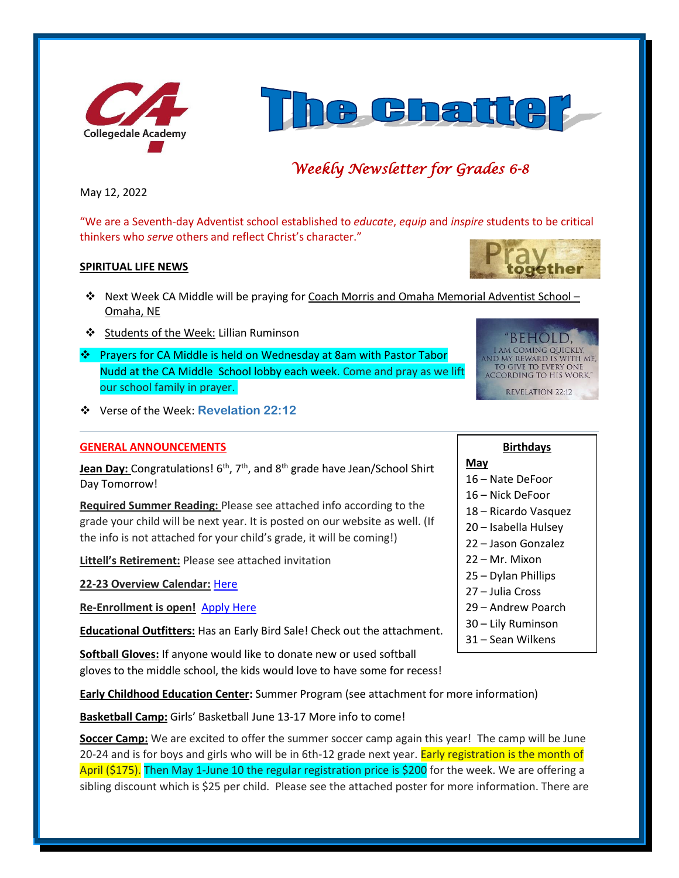Collegedale Academy

# The Chatter

*Weekly Newsletter for Grades 6-8*

May 12, 2022

"We are a Seventh-day Adventist school established to *educate*, *equip* and *inspire* students to be critical thinkers who *serve* others and reflect Christ's character."

## SPIRITUAL LIFE NEWS

- Next Week CA Middle will be praying for Coach Morris and Omaha Memorial Adventist School – Omaha, NE
- Students of the Week: Lillian Ruminson
- Prayers for CA Middle is held on Wednesday at 8am with Pastor Tabor Nudd at the CA Middle School lobby each week. Come and pray as we lift our school family in prayer.
- Verse of the Week: **Revelation 22:12**

"BEHOLD, I AM COMING QUICKLY, AND MY REWARD IS WITH ME, TO GIVE TO EVERY ONE ACCORDING TO HIS WORK." REVELATION 22:12

## GENERAL ANNOUNCEMENTS

**Jean Day:** Congratulations! 6th, 7th, and 8th grade have Jean/School Shirt Day Tomorrow!

**Required Summer Reading:** Please see attached info according to the grade your child will be next year. It is posted on our website as well. (If the info is not attached for your child's grade, it will be coming!)

**Littell's Retirement:** Please see attached invitation

**22-23 Overview Calendar:** Here

**Re-Enrollment is open!** Apply Here

**Educational Outfitters:** Has an Early Bird Sale! Check out the attachment.

**Softball Gloves:** If anyone would like to donate new or used softball gloves to the middle school, the kids would love to have some for recess!

**Birthdays**

**May**
- 16 – Nate DeFoor
- 16 – Nick DeFoor
- 18 – Ricardo Vasquez
- 20 – Isabella Hulsey
- 22 – Jason Gonzalez
- 22 – Mr. Mixon
- 25 – Dylan Phillips
- 27 – Julia Cross
- 29 – Andrew Poarch
- 30 – Lily Ruminson
- 31 – Sean Wilkens

**Early Childhood Education Center:** Summer Program (see attachment for more information)

**Basketball Camp:** Girls' Basketball June 13-17 More info to come!

**Soccer Camp:** We are excited to offer the summer soccer camp again this year! The camp will be June 20-24 and is for boys and girls who will be in 6th-12 grade next year. Early registration is the month of April ($175). Then May 1-June 10 the regular registration price is $200 for the week. We are offering a sibling discount which is $25 per child. Please see the attached poster for more information. There are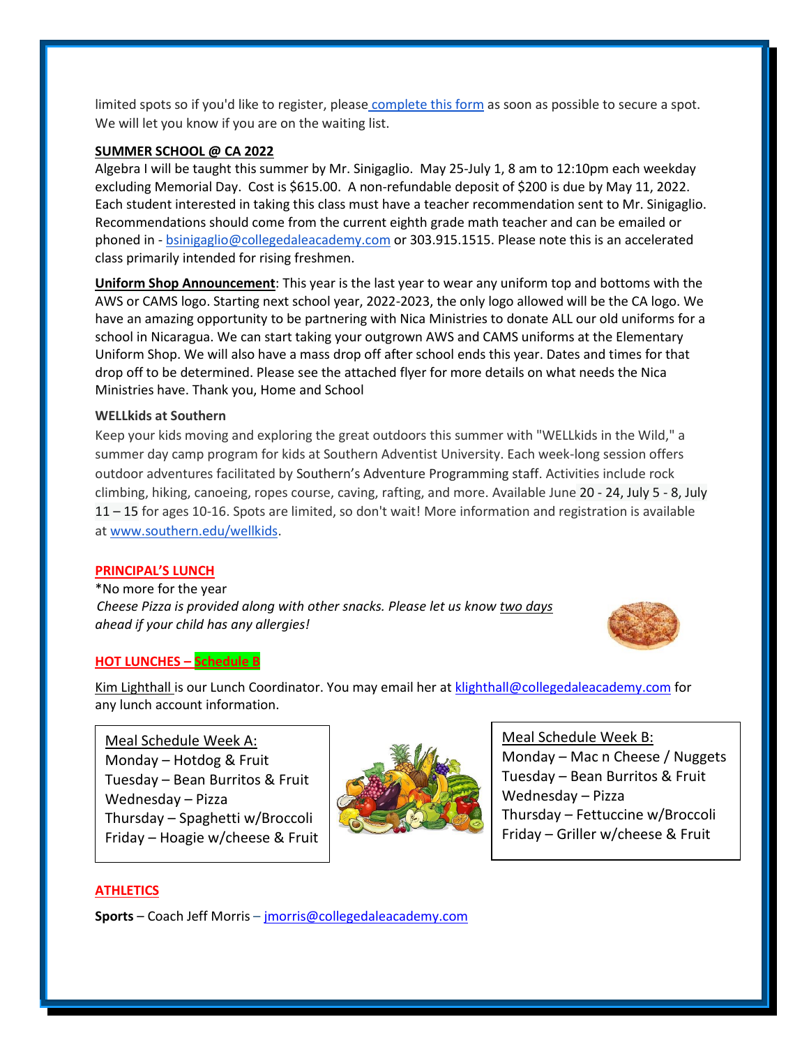limited spots so if you'd like to register, please complete this form as soon as possible to secure a spot. We will let you know if you are on the waiting list.

**SUMMER SCHOOL @ CA 2022**

Algebra I will be taught this summer by Mr. Sinigaglio. May 25-July 1, 8 am to 12:10pm each weekday excluding Memorial Day. Cost is $615.00. A non-refundable deposit of $200 is due by May 11, 2022. Each student interested in taking this class must have a teacher recommendation sent to Mr. Sinigaglio. Recommendations should come from the current eighth grade math teacher and can be emailed or phoned in - bsinigaglio@collegedaleacademy.com or 303.915.1515. Please note this is an accelerated class primarily intended for rising freshmen.

**Uniform Shop Announcement**: This year is the last year to wear any uniform top and bottoms with the AWS or CAMS logo. Starting next school year, 2022-2023, the only logo allowed will be the CA logo. We have an amazing opportunity to be partnering with Nica Ministries to donate ALL our old uniforms for a school in Nicaragua. We can start taking your outgrown AWS and CAMS uniforms at the Elementary Uniform Shop. We will also have a mass drop off after school ends this year. Dates and times for that drop off to be determined. Please see the attached flyer for more details on what needs the Nica Ministries have. Thank you, Home and School

**WELLkids at Southern**

Keep your kids moving and exploring the great outdoors this summer with "WELLkids in the Wild," a summer day camp program for kids at Southern Adventist University. Each week-long session offers outdoor adventures facilitated by Southern's Adventure Programming staff. Activities include rock climbing, hiking, canoeing, ropes course, caving, rafting, and more. Available June 20 - 24, July 5 - 8, July 11 – 15 for ages 10-16. Spots are limited, so don't wait! More information and registration is available at www.southern.edu/wellkids.

**PRINCIPAL'S LUNCH**

*No more for the year

*Cheese Pizza is provided along with other snacks. Please let us know two days ahead if your child has any allergies!*

**HOT LUNCHES – Schedule B**

Kim Lighthall is our Lunch Coordinator. You may email her at klighthall@collegedaleacademy.com for any lunch account information.

Meal Schedule Week A:
- Monday – Hotdog & Fruit
- Tuesday – Bean Burritos & Fruit
- Wednesday – Pizza
- Thursday – Spaghetti w/Broccoli
- Friday – Hoagie w/cheese & Fruit

Meal Schedule Week B:
- Monday – Mac n Cheese / Nuggets
- Tuesday – Bean Burritos & Fruit
- Wednesday – Pizza
- Thursday – Fettuccine w/Broccoli
- Friday – Griller w/cheese & Fruit

**ATHLETICS**

**Sports** – Coach Jeff Morris – jmorris@collegedaleacademy.com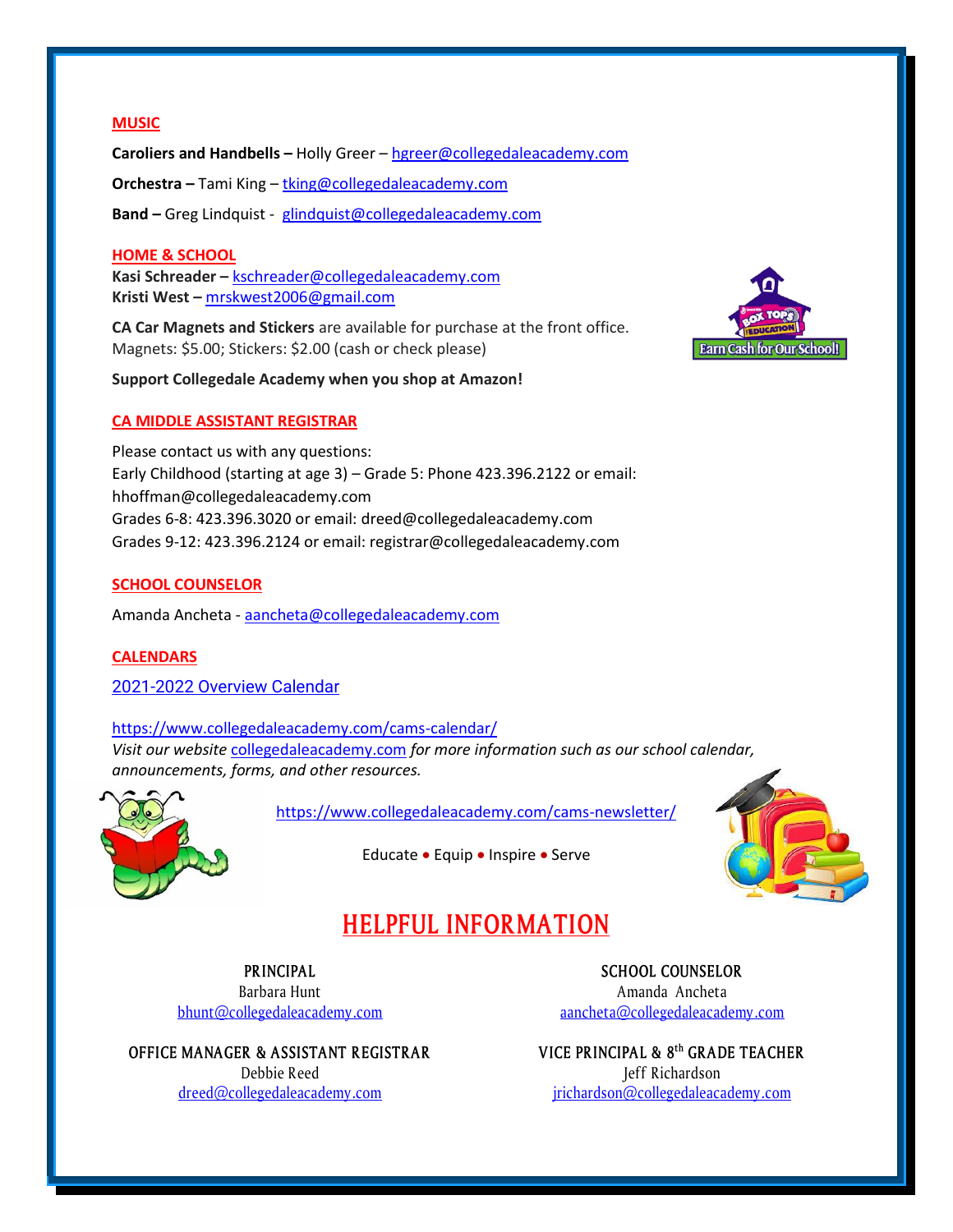## MUSIC

**Caroliers and Handbells –** Holly Greer – hgreer@collegedaleacademy.com

**Orchestra –** Tami King – tking@collegedaleacademy.com

**Band –** Greg Lindquist - glindquist@collegedaleacademy.com

## HOME & SCHOOL

**Kasi Schreader –** kschreader@collegedaleacademy.com
**Kristi West –** mrskwest2006@gmail.com

**CA Car Magnets and Stickers** are available for purchase at the front office. Magnets: $5.00; Stickers: $2.00 (cash or check please)

**Support Collegedale Academy when you shop at Amazon!**

Earn Cash for Our School!

## CA MIDDLE ASSISTANT REGISTRAR

Please contact us with any questions:
Early Childhood (starting at age 3) – Grade 5: Phone 423.396.2122 or email: hhoffman@collegedaleacademy.com
Grades 6-8: 423.396.3020 or email: dreed@collegedaleacademy.com
Grades 9-12: 423.396.2124 or email: registrar@collegedaleacademy.com

## SCHOOL COUNSELOR

Amanda Ancheta - aancheta@collegedaleacademy.com

## CALENDARS

2021-2022 Overview Calendar

https://www.collegedaleacademy.com/cams-calendar/
*Visit our website* collegedaleacademy.com *for more information such as our school calendar, announcements, forms, and other resources.*

https://www.collegedaleacademy.com/cams-newsletter/

Educate • Equip • Inspire • Serve

# HELPFUL INFORMATION

**PRINCIPAL**
Barbara Hunt
bhunt@collegedaleacademy.com

**SCHOOL COUNSELOR**
Amanda Ancheta
aancheta@collegedaleacademy.com

**OFFICE MANAGER & ASSISTANT REGISTRAR**
Debbie Reed
dreed@collegedaleacademy.com

**VICE PRINCIPAL & 8th GRADE TEACHER**
Jeff Richardson
jrichardson@collegedaleacademy.com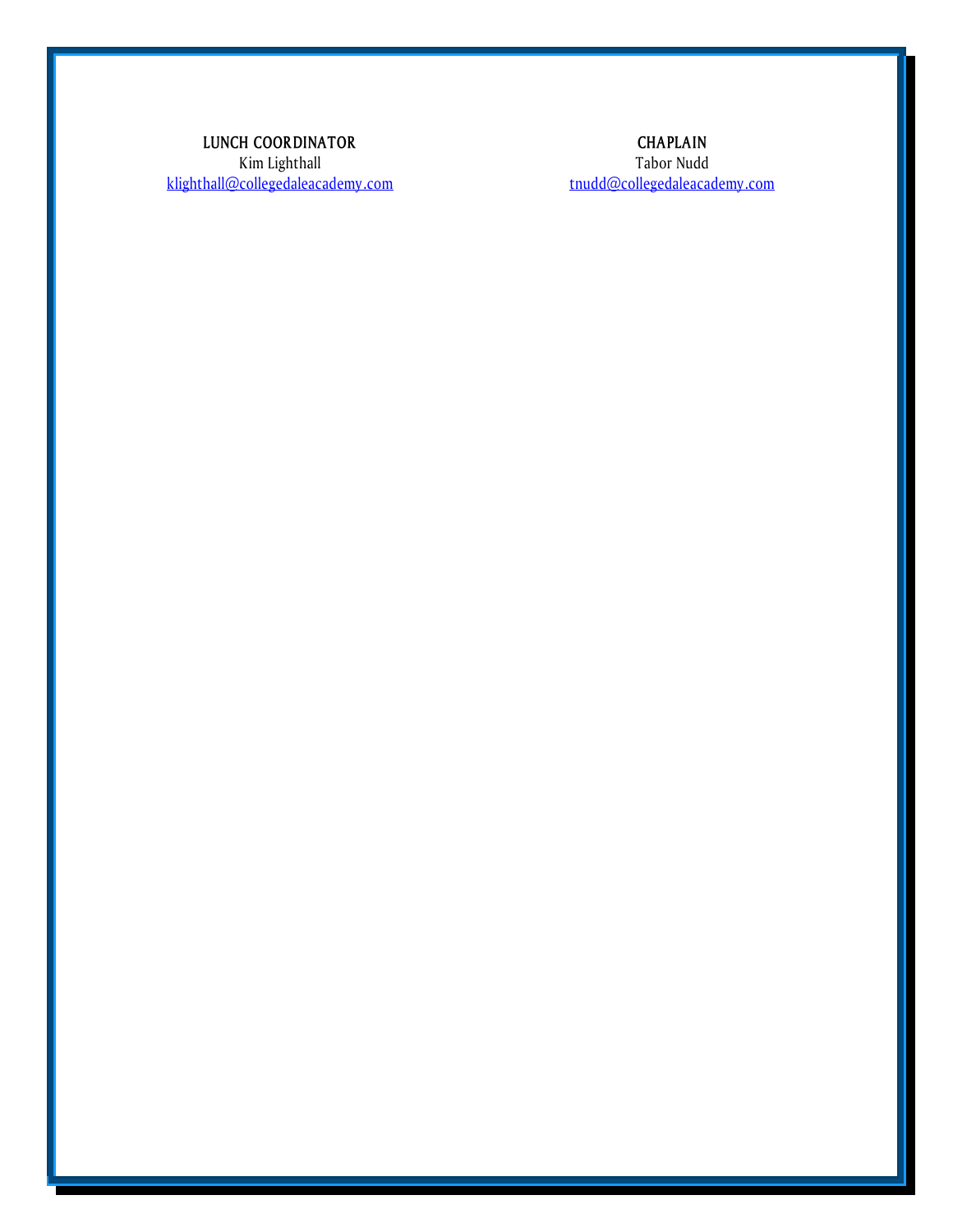**LUNCH COORDINATOR**
Kim Lighthall
klighthall@collegedaleacademy.com

**CHAPLAIN**
Tabor Nudd
tnudd@collegedaleacademy.com